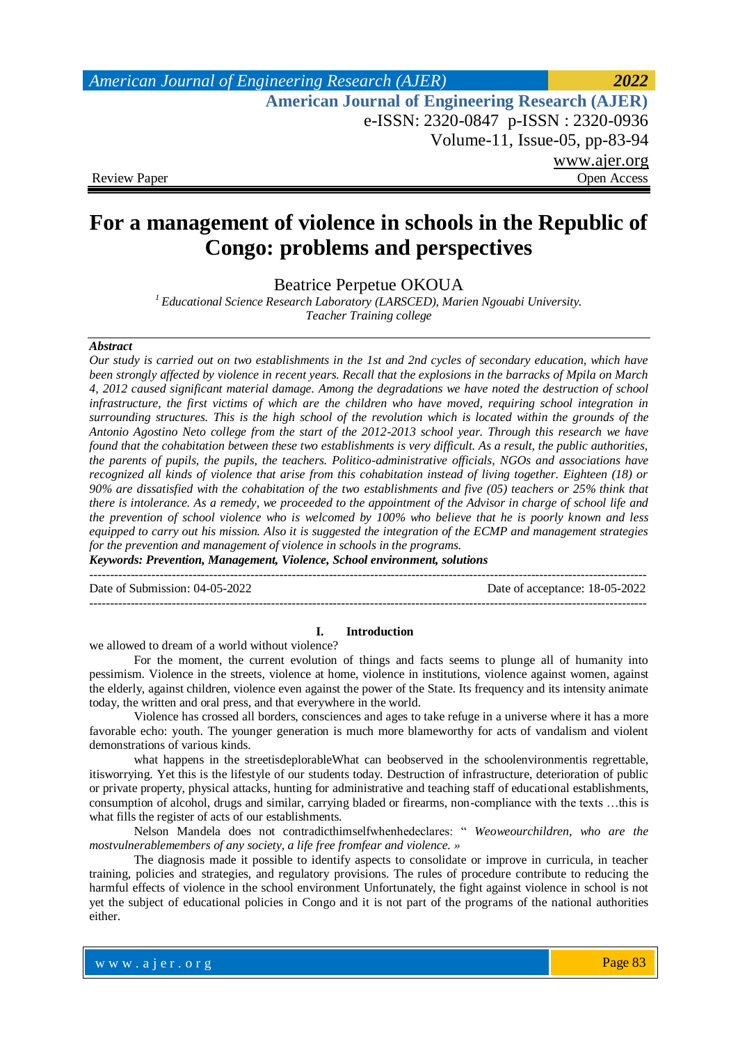Review Paper

Open Access

# For a management of violence in schools in the Republic of Congo: problems and perspectives

Beatrice Perpetue OKOUA

[1] *Educational Science Research Laboratory (LARSCED), Marien Ngouabi University. Teacher Training college*

***Abstract***

*Our study is carried out on two establishments in the 1st and 2nd cycles of secondary education, which have been strongly affected by violence in recent years. Recall that the explosions in the barracks of Mpila on March 4, 2012 caused significant material damage. Among the degradations we have noted the destruction of school infrastructure, the first victims of which are the children who have moved, requiring school integration in surrounding structures. This is the high school of the revolution which is located within the grounds of the Antonio Agostino Neto college from the start of the 2012-2013 school year. Through this research we have found that the cohabitation between these two establishments is very difficult. As a result, the public authorities, the parents of pupils, the pupils, the teachers. Politico-administrative officials, NGOs and associations have recognized all kinds of violence that arise from this cohabitation instead of living together. Eighteen (18) or 90% are dissatisfied with the cohabitation of the two establishments and five (05) teachers or 25% think that there is intolerance. As a remedy, we proceeded to the appointment of the Advisor in charge of school life and the prevention of school violence who is welcomed by 100% who believe that he is poorly known and less equipped to carry out his mission. Also it is suggested the integration of the ECMP and management strategies for the prevention and management of violence in schools in the programs.*

***Keywords: Prevention, Management, Violence, School environment, solutions***

---

Date of Submission: 04-05-2022 Date of acceptance: 18-05-2022

---

## I. Introduction

we allowed to dream of a world without violence?

For the moment, the current evolution of things and facts seems to plunge all of humanity into pessimism. Violence in the streets, violence at home, violence in institutions, violence against women, against the elderly, against children, violence even against the power of the State. Its frequency and its intensity animate today, the written and oral press, and that everywhere in the world.

Violence has crossed all borders, consciences and ages to take refuge in a universe where it has a more favorable echo: youth. The younger generation is much more blameworthy for acts of vandalism and violent demonstrations of various kinds.

what happens in the streetisdeplorableWhat can beobserved in the schoolenvironmentis regrettable, itisworrying. Yet this is the lifestyle of our students today. Destruction of infrastructure, deterioration of public or private property, physical attacks, hunting for administrative and teaching staff of educational establishments, consumption of alcohol, drugs and similar, carrying bladed or firearms, non-compliance with the texts …this is what fills the register of acts of our establishments.

Nelson Mandela does not contradicthimselfwhenhedeclares: " *Weoweourchildren, who are the mostvulnerablemembers of any society, a life free fromfear and violence. »*

The diagnosis made it possible to identify aspects to consolidate or improve in curricula, in teacher training, policies and strategies, and regulatory provisions. The rules of procedure contribute to reducing the harmful effects of violence in the school environment Unfortunately, the fight against violence in school is not yet the subject of educational policies in Congo and it is not part of the programs of the national authorities either.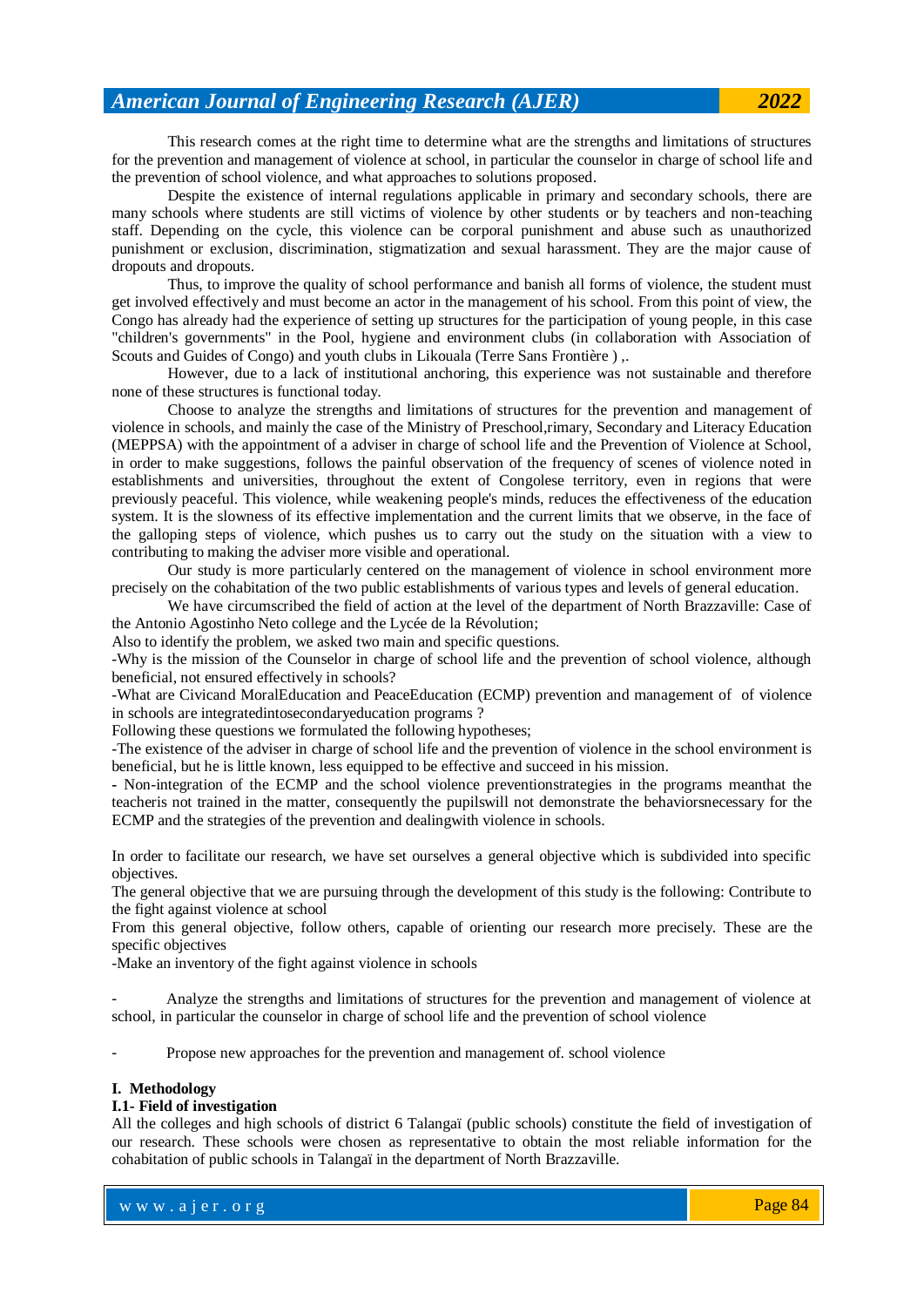This research comes at the right time to determine what are the strengths and limitations of structures for the prevention and management of violence at school, in particular the counselor in charge of school life and the prevention of school violence, and what approaches to solutions proposed.

Despite the existence of internal regulations applicable in primary and secondary schools, there are many schools where students are still victims of violence by other students or by teachers and non-teaching staff. Depending on the cycle, this violence can be corporal punishment and abuse such as unauthorized punishment or exclusion, discrimination, stigmatization and sexual harassment. They are the major cause of dropouts and dropouts.

Thus, to improve the quality of school performance and banish all forms of violence, the student must get involved effectively and must become an actor in the management of his school. From this point of view, the Congo has already had the experience of setting up structures for the participation of young people, in this case "children's governments" in the Pool, hygiene and environment clubs (in collaboration with Association of Scouts and Guides of Congo) and youth clubs in Likouala (Terre Sans Frontière ) ,.

However, due to a lack of institutional anchoring, this experience was not sustainable and therefore none of these structures is functional today.

Choose to analyze the strengths and limitations of structures for the prevention and management of violence in schools, and mainly the case of the Ministry of Preschool,rimary, Secondary and Literacy Education (MEPPSA) with the appointment of a adviser in charge of school life and the Prevention of Violence at School, in order to make suggestions, follows the painful observation of the frequency of scenes of violence noted in establishments and universities, throughout the extent of Congolese territory, even in regions that were previously peaceful. This violence, while weakening people's minds, reduces the effectiveness of the education system. It is the slowness of its effective implementation and the current limits that we observe, in the face of the galloping steps of violence, which pushes us to carry out the study on the situation with a view to contributing to making the adviser more visible and operational.

Our study is more particularly centered on the management of violence in school environment more precisely on the cohabitation of the two public establishments of various types and levels of general education.

We have circumscribed the field of action at the level of the department of North Brazzaville: Case of the Antonio Agostinho Neto college and the Lycée de la Révolution;

Also to identify the problem, we asked two main and specific questions.

-Why is the mission of the Counselor in charge of school life and the prevention of school violence, although beneficial, not ensured effectively in schools?

-What are Civicand MoralEducation and PeaceEducation (ECMP) prevention and management of of violence in schools are integratedintosecondaryeducation programs ?

Following these questions we formulated the following hypotheses;

-The existence of the adviser in charge of school life and the prevention of violence in the school environment is beneficial, but he is little known, less equipped to be effective and succeed in his mission.

- Non-integration of the ECMP and the school violence preventionstrategies in the programs meanthat the teacheris not trained in the matter, consequently the pupilswill not demonstrate the behaviorsnecessary for the ECMP and the strategies of the prevention and dealingwith violence in schools.

In order to facilitate our research, we have set ourselves a general objective which is subdivided into specific objectives.

The general objective that we are pursuing through the development of this study is the following: Contribute to the fight against violence at school

From this general objective, follow others, capable of orienting our research more precisely. These are the specific objectives

-Make an inventory of the fight against violence in schools

- Analyze the strengths and limitations of structures for the prevention and management of violence at school, in particular the counselor in charge of school life and the prevention of school violence

- Propose new approaches for the prevention and management of. school violence

## I. Methodology

### I.1- Field of investigation

All the colleges and high schools of district 6 Talangaï (public schools) constitute the field of investigation of our research. These schools were chosen as representative to obtain the most reliable information for the cohabitation of public schools in Talangaï in the department of North Brazzaville.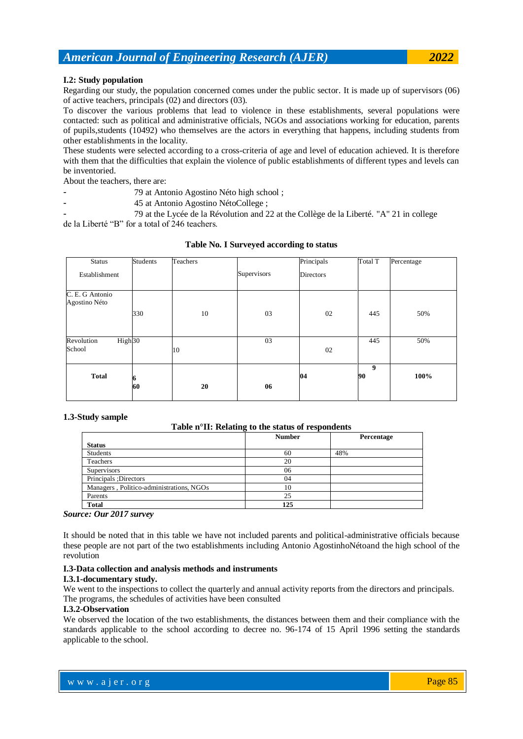### I.2: Study population

Regarding our study, the population concerned comes under the public sector. It is made up of supervisors (06) of active teachers, principals (02) and directors (03).

To discover the various problems that lead to violence in these establishments, several populations were contacted: such as political and administrative officials, NGOs and associations working for education, parents of pupils,students (10492) who themselves are the actors in everything that happens, including students from other establishments in the locality.

These students were selected according to a cross-criteria of age and level of education achieved. It is therefore with them that the difficulties that explain the violence of public establishments of different types and levels can be inventoried.

About the teachers, there are:

- 79 at Antonio Agostino Néto high school ;
- 45 at Antonio Agostino NétoCollege ;
- 79 at the Lycée de la Révolution and 22 at the Collège de la Liberté. "A" 21 in college de la Liberté "B" for a total of 246 teachers.

**Table No. I Surveyed according to status**

| Status / Establishment | Students | Teachers | Supervisors | Principals Directors | Total T | Percentage |
|---|---|---|---|---|---|---|
| C. E. G Antonio Agostino Néto | 330 | 10 | 03 | 02 | 445 | 50% |
| Revolution High School | 30 | 10 | 03 | 02 | 445 | 50% |
| **Total** | **6 60** | **20** | **06** | **04** | **9 90** | **100%** |

### 1.3-Study sample

**Table n°II: Relating to the status of respondents**

| Status | Number | Percentage |
|---|---|---|
| Students | 60 | 48% |
| Teachers | 20 | |
| Supervisors | 06 | |
| Principals ;Directors | 04 | |
| Managers , Politico-administrations, NGOs | 10 | |
| Parents | 25 | |
| **Total** | **125** | |

***Source: Our 2017 survey***

It should be noted that in this table we have not included parents and political-administrative officials because these people are not part of the two establishments including Antonio AgostinhoNétoand the high school of the revolution

### I.3-Data collection and analysis methods and instruments

#### I.3.1-documentary study.

We went to the inspections to collect the quarterly and annual activity reports from the directors and principals. The programs, the schedules of activities have been consulted

#### I.3.2-Observation

We observed the location of the two establishments, the distances between them and their compliance with the standards applicable to the school according to decree no. 96-174 of 15 April 1996 setting the standards applicable to the school.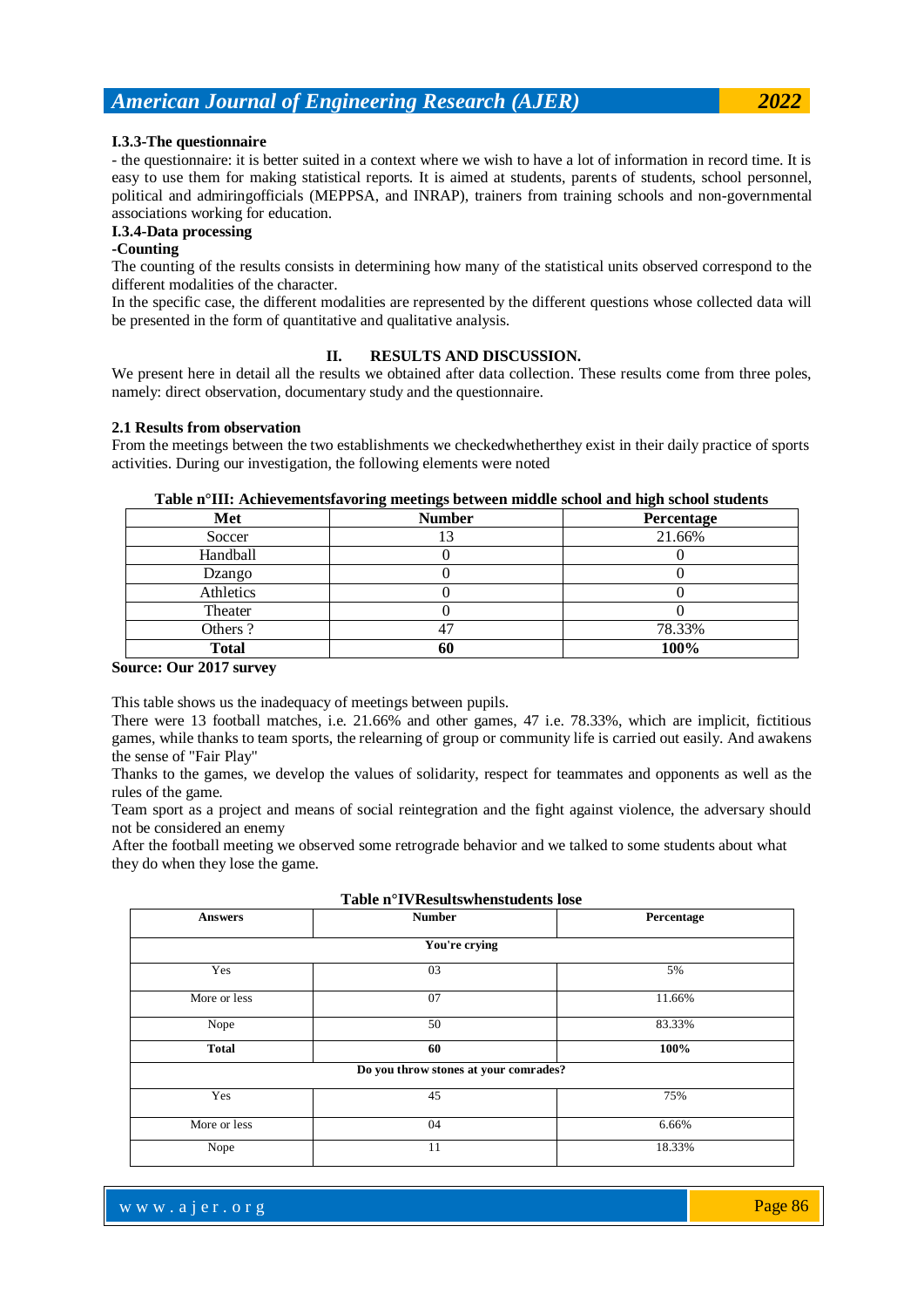#### I.3.3-The questionnaire

- the questionnaire: it is better suited in a context where we wish to have a lot of information in record time. It is easy to use them for making statistical reports. It is aimed at students, parents of students, school personnel, political and admiringofficials (MEPPSA, and INRAP), trainers from training schools and non-governmental associations working for education.

#### I.3.4-Data processing

**-Counting**

The counting of the results consists in determining how many of the statistical units observed correspond to the different modalities of the character.

In the specific case, the different modalities are represented by the different questions whose collected data will be presented in the form of quantitative and qualitative analysis.

## II. RESULTS AND DISCUSSION.

We present here in detail all the results we obtained after data collection. These results come from three poles, namely: direct observation, documentary study and the questionnaire.

### 2.1 Results from observation

From the meetings between the two establishments we checkedwhetherthey exist in their daily practice of sports activities. During our investigation, the following elements were noted

**Table n°III: Achievementsfavoring meetings between middle school and high school students**

| Met | Number | Percentage |
|---|---|---|
| Soccer | 13 | 21.66% |
| Handball | 0 | 0 |
| Dzango | 0 | 0 |
| Athletics | 0 | 0 |
| Theater | 0 | 0 |
| Others ? | 47 | 78.33% |
| **Total** | **60** | **100%** |

**Source: Our 2017 survey**

This table shows us the inadequacy of meetings between pupils.

There were 13 football matches, i.e. 21.66% and other games, 47 i.e. 78.33%, which are implicit, fictitious games, while thanks to team sports, the relearning of group or community life is carried out easily. And awakens the sense of "Fair Play"

Thanks to the games, we develop the values of solidarity, respect for teammates and opponents as well as the rules of the game.

Team sport as a project and means of social reintegration and the fight against violence, the adversary should not be considered an enemy

After the football meeting we observed some retrograde behavior and we talked to some students about what they do when they lose the game.

**Table n°IVResultswhenstudents lose**

| Answers | Number | Percentage |
|---|---|---|
| **You're crying** | | |
| Yes | 03 | 5% |
| More or less | 07 | 11.66% |
| Nope | 50 | 83.33% |
| **Total** | **60** | **100%** |
| **Do you throw stones at your comrades?** | | |
| Yes | 45 | 75% |
| More or less | 04 | 6.66% |
| Nope | 11 | 18.33% |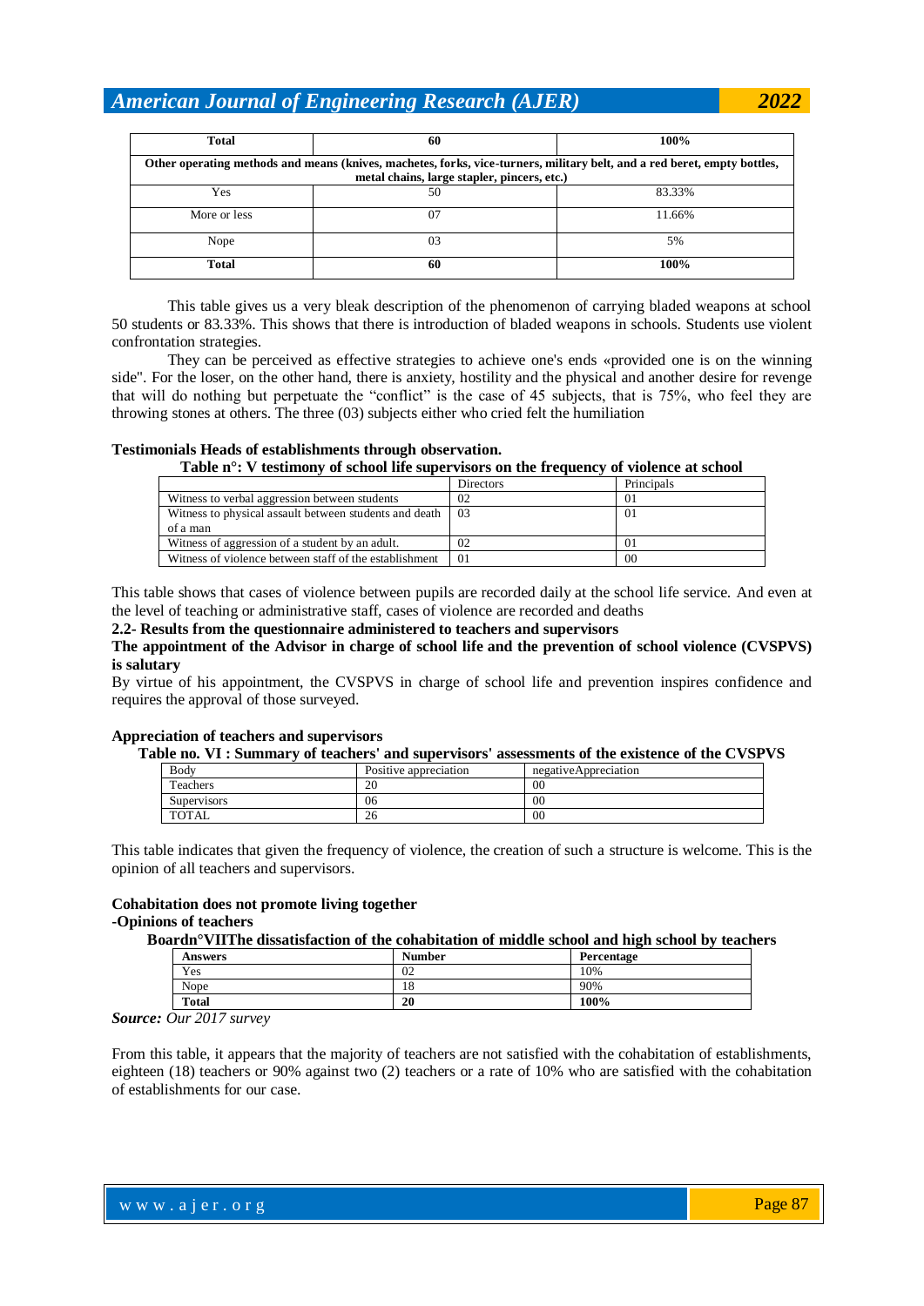| Total | 60 | 100% |
|---|---|---|
| **Other operating methods and means (knives, machetes, forks, vice-turners, military belt, and a red beret, empty bottles, metal chains, large stapler, pincers, etc.)** | | |
| Yes | 50 | 83.33% |
| More or less | 07 | 11.66% |
| Nope | 03 | 5% |
| **Total** | **60** | **100%** |

This table gives us a very bleak description of the phenomenon of carrying bladed weapons at school 50 students or 83.33%. This shows that there is introduction of bladed weapons in schools. Students use violent confrontation strategies.

They can be perceived as effective strategies to achieve one's ends «provided one is on the winning side". For the loser, on the other hand, there is anxiety, hostility and the physical and another desire for revenge that will do nothing but perpetuate the "conflict" is the case of 45 subjects, that is 75%, who feel they are throwing stones at others. The three (03) subjects either who cried felt the humiliation

**Testimonials Heads of establishments through observation.**

**Table n°: V testimony of school life supervisors on the frequency of violence at school**

| | Directors | Principals |
|---|---|---|
| Witness to verbal aggression between students | 02 | 01 |
| Witness to physical assault between students and death of a man | 03 | 01 |
| Witness of aggression of a student by an adult. | 02 | 01 |
| Witness of violence between staff of the establishment | 01 | 00 |

This table shows that cases of violence between pupils are recorded daily at the school life service. And even at the level of teaching or administrative staff, cases of violence are recorded and deaths

**2.2- Results from the questionnaire administered to teachers and supervisors**

**The appointment of the Advisor in charge of school life and the prevention of school violence (CVSPVS) is salutary**

By virtue of his appointment, the CVSPVS in charge of school life and prevention inspires confidence and requires the approval of those surveyed.

**Appreciation of teachers and supervisors**

**Table no. VI : Summary of teachers' and supervisors' assessments of the existence of the CVSPVS**

| Body | Positive appreciation | negativeAppreciation |
|---|---|---|
| Teachers | 20 | 00 |
| Supervisors | 06 | 00 |
| TOTAL | 26 | 00 |

This table indicates that given the frequency of violence, the creation of such a structure is welcome. This is the opinion of all teachers and supervisors.

**Cohabitation does not promote living together**

**-Opinions of teachers**

**Boardn°VIIThe dissatisfaction of the cohabitation of middle school and high school by teachers**

| Answers | Number | Percentage |
|---|---|---|
| Yes | 02 | 10% |
| Nope | 18 | 90% |
| **Total** | **20** | **100%** |

***Source:*** *Our 2017 survey*

From this table, it appears that the majority of teachers are not satisfied with the cohabitation of establishments, eighteen (18) teachers or 90% against two (2) teachers or a rate of 10% who are satisfied with the cohabitation of establishments for our case.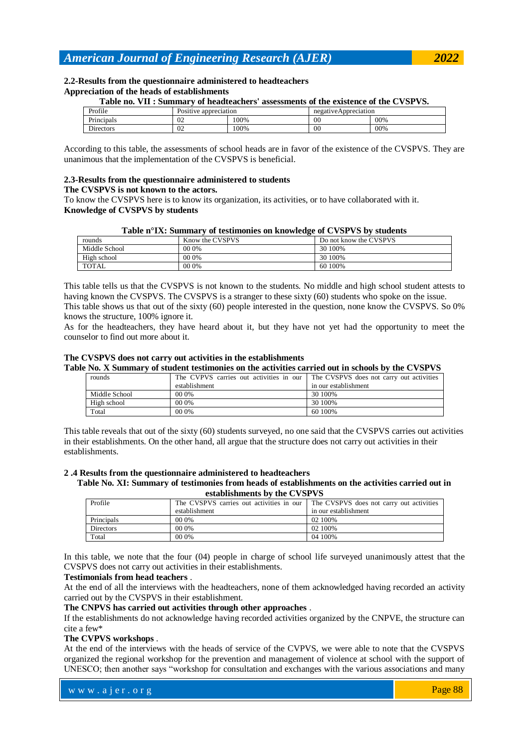### 2.2-Results from the questionnaire administered to headteachers

**Appreciation of the heads of establishments**

**Table no. VII : Summary of headteachers' assessments of the existence of the CVSPVS.**

| Profile | Positive appreciation | | negativeAppreciation | |
|---|---|---|---|---|
| Principals | 02 | 100% | 00 | 00% |
| Directors | 02 | 100% | 00 | 00% |

According to this table, the assessments of school heads are in favor of the existence of the CVSPVS. They are unanimous that the implementation of the CVSPVS is beneficial.

### 2.3-Results from the questionnaire administered to students

**The CVSPVS is not known to the actors.**

To know the CVSPVS here is to know its organization, its activities, or to have collaborated with it.

**Knowledge of CVSPVS by students**

**Table n°IX: Summary of testimonies on knowledge of CVSPVS by students**

| rounds | Know the CVSPVS | Do not know the CVSPVS |
|---|---|---|
| Middle School | 00 0% | 30 100% |
| High school | 00 0% | 30 100% |
| TOTAL | 00 0% | 60 100% |

This table tells us that the CVSPVS is not known to the students. No middle and high school student attests to having known the CVSPVS. The CVSPVS is a stranger to these sixty (60) students who spoke on the issue.
This table shows us that out of the sixty (60) people interested in the question, none know the CVSPVS. So 0% knows the structure, 100% ignore it.
As for the headteachers, they have heard about it, but they have not yet had the opportunity to meet the counselor to find out more about it.

**The CVSPVS does not carry out activities in the establishments**

**Table No. X Summary of student testimonies on the activities carried out in schools by the CVSPVS**

| rounds | The CVSPVS carries out activities in our establishment | The CVSPVS does not carry out activities in our establishment |
|---|---|---|
| Middle School | 00 0% | 30 100% |
| High school | 00 0% | 30 100% |
| Total | 00 0% | 60 100% |

This table reveals that out of the sixty (60) students surveyed, no one said that the CVSPVS carries out activities in their establishments. On the other hand, all argue that the structure does not carry out activities in their establishments.

### 2 .4 Results from the questionnaire administered to headteachers

**Table No. XI: Summary of testimonies from heads of establishments on the activities carried out in establishments by the CVSPVS**

| Profile | The CVSPVS carries out activities in establishment | The CVSPVS does not carry out activities in our establishment |
|---|---|---|
| Principals | 00 0% | 02 100% |
| Directors | 00 0% | 02 100% |
| Total | 00 0% | 04 100% |

In this table, we note that the four (04) people in charge of school life surveyed unanimously attest that the CVSPVS does not carry out activities in their establishments.

**Testimonials from head teachers** .

At the end of all the interviews with the headteachers, none of them acknowledged having recorded an activity carried out by the CVSPVS in their establishment.

**The CNPVS has carried out activities through other approaches** .

If the establishments do not acknowledge having recorded activities organized by the CNPVE, the structure can cite a few*

**The CVPVS workshops** .

At the end of the interviews with the heads of service of the CVPVS, we were able to note that the CVSPVS organized the regional workshop for the prevention and management of violence at school with the support of UNESCO; then another says "workshop for consultation and exchanges with the various associations and many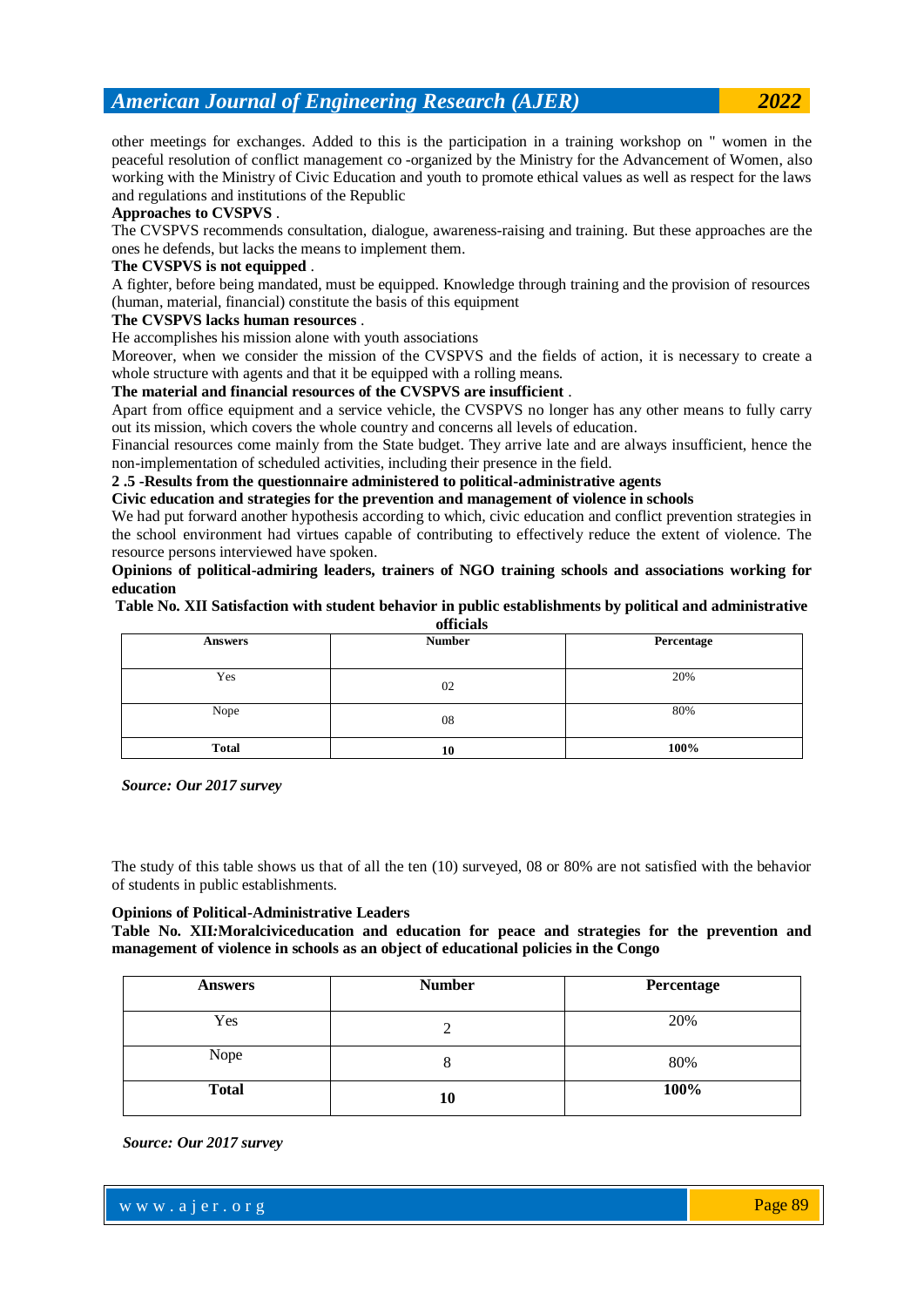other meetings for exchanges. Added to this is the participation in a training workshop on " women in the peaceful resolution of conflict management co -organized by the Ministry for the Advancement of Women, also working with the Ministry of Civic Education and youth to promote ethical values as well as respect for the laws and regulations and institutions of the Republic

**Approaches to CVSPVS** .

The CVSPVS recommends consultation, dialogue, awareness-raising and training. But these approaches are the ones he defends, but lacks the means to implement them.

**The CVSPVS is not equipped** .

A fighter, before being mandated, must be equipped. Knowledge through training and the provision of resources (human, material, financial) constitute the basis of this equipment

**The CVSPVS lacks human resources** .

He accomplishes his mission alone with youth associations

Moreover, when we consider the mission of the CVSPVS and the fields of action, it is necessary to create a whole structure with agents and that it be equipped with a rolling means.

**The material and financial resources of the CVSPVS are insufficient** .

Apart from office equipment and a service vehicle, the CVSPVS no longer has any other means to fully carry out its mission, which covers the whole country and concerns all levels of education.

Financial resources come mainly from the State budget. They arrive late and are always insufficient, hence the non-implementation of scheduled activities, including their presence in the field.

**2 .5 -Results from the questionnaire administered to political-administrative agents**

**Civic education and strategies for the prevention and management of violence in schools**

We had put forward another hypothesis according to which, civic education and conflict prevention strategies in the school environment had virtues capable of contributing to effectively reduce the extent of violence. The resource persons interviewed have spoken.

**Opinions of political-admiring leaders, trainers of NGO training schools and associations working for education**

**Table No. XII Satisfaction with student behavior in public establishments by political and administrative officials**

| Answers | Number | Percentage |
|---|---|---|
| Yes | 02 | 20% |
| Nope | 08 | 80% |
| **Total** | **10** | **100%** |

*Source: Our 2017 survey*

The study of this table shows us that of all the ten (10) surveyed, 08 or 80% are not satisfied with the behavior of students in public establishments.

**Opinions of Political-Administrative Leaders**

**Table No. XII:Moralciviceducation and education for peace and strategies for the prevention and management of violence in schools as an object of educational policies in the Congo**

| Answers | Number | Percentage |
|---|---|---|
| Yes | 2 | 20% |
| Nope | 8 | 80% |
| **Total** | **10** | **100%** |

*Source: Our 2017 survey*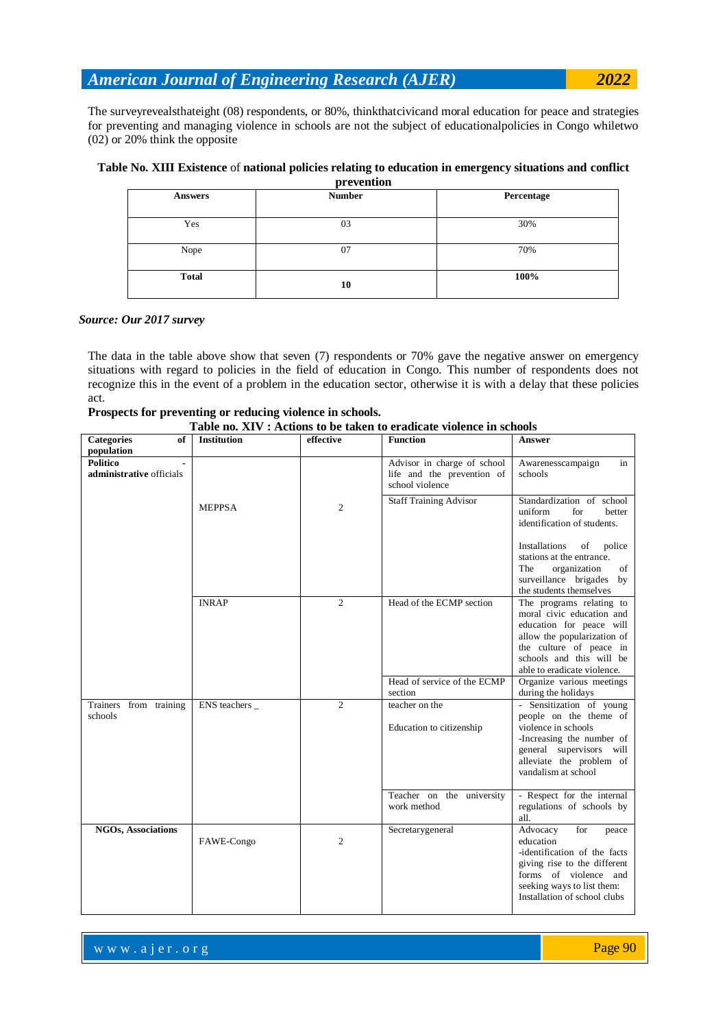The surveyrevealsthateight (08) respondents, or 80%, thinkthatcivicand moral education for peace and strategies for preventing and managing violence in schools are not the subject of educationalpolicies in Congo whiletwo (02) or 20% think the opposite

**Table No. XIII Existence** of **national policies relating to education in emergency situations and conflict prevention**

| Answers | Number | Percentage |
|---|---|---|
| Yes | 03 | 30% |
| Nope | 07 | 70% |
| **Total** | **10** | **100%** |

***Source: Our 2017 survey***

The data in the table above show that seven (7) respondents or 70% gave the negative answer on emergency situations with regard to policies in the field of education in Congo. This number of respondents does not recognize this in the event of a problem in the education sector, otherwise it is with a delay that these policies act.

**Prospects for preventing or reducing violence in schools.**

**Table no. XIV : Actions to be taken to eradicate violence in schools**

| Categories of population | Institution | effective | Function | Answer |
|---|---|---|---|---|
| **Politico - administrative** officials | MEPPSA | 2 | Advisor in charge of school life and the prevention of school violence | Awarenesscampaign in schools |
| | | | Staff Training Advisor | Standardization of school uniform for better identification of students. Installations of police stations at the entrance. The organization of surveillance brigades by the students themselves |
| | INRAP | 2 | Head of the ECMP section | The programs relating to moral civic education and education for peace will allow the popularization of the culture of peace in schools and this will be able to eradicate violence. |
| | | | Head of service of the ECMP section | Organize various meetings during the holidays |
| Trainers from training schools | ENS teachers _ | 2 | teacher on the Education to citizenship | - Sensitization of young people on the theme of violence in schools -Increasing the number of general supervisors will alleviate the problem of vandalism at school |
| | | | Teacher on the university work method | - Respect for the internal regulations of schools by all. |
| **NGOs, Associations** | FAWE-Congo | 2 | Secretarygeneral | Advocacy for peace education -identification of the facts giving rise to the different forms of violence and seeking ways to list them: Installation of school clubs |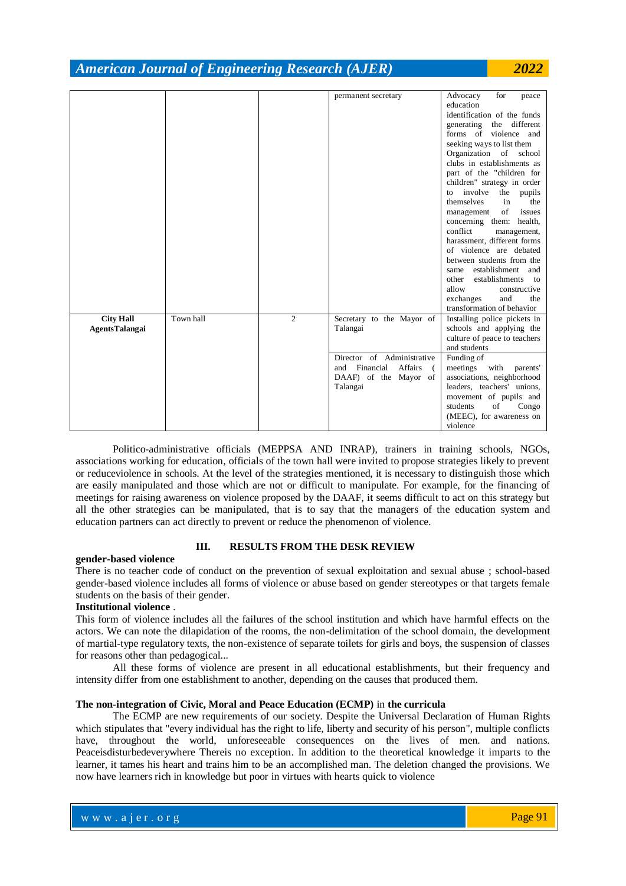| | | | permanent secretary | Advocacy for peace education identification of the funds generating the different forms of violence and seeking ways to list them Organization of school clubs in establishments as part of the "children for children" strategy in order to involve the pupils themselves in the management of issues concerning them: health, conflict management, harassment, different forms of violence are debated between students from the same establishment and other establishments to allow constructive exchanges and the transformation of behavior |
|---|---|---|---|---|
| **City Hall AgentsTalangai** | Town hall | 2 | Secretary to the Mayor of Talangai | Installing police pickets in schools and applying the culture of peace to teachers and students |
| | | | Director of Administrative and Financial Affairs ( DAAF) of the Mayor of Talangai | Funding of meetings with parents' associations, neighborhood leaders, teachers' unions, movement of pupils and students of Congo (MEEC), for awareness on violence |

Politico-administrative officials (MEPPSA AND INRAP), trainers in training schools, NGOs, associations working for education, officials of the town hall were invited to propose strategies likely to prevent or reduceviolence in schools. At the level of the strategies mentioned, it is necessary to distinguish those which are easily manipulated and those which are not or difficult to manipulate. For example, for the financing of meetings for raising awareness on violence proposed by the DAAF, it seems difficult to act on this strategy but all the other strategies can be manipulated, that is to say that the managers of the education system and education partners can act directly to prevent or reduce the phenomenon of violence.

## III. RESULTS FROM THE DESK REVIEW

**gender-based violence**

There is no teacher code of conduct on the prevention of sexual exploitation and sexual abuse ; school-based gender-based violence includes all forms of violence or abuse based on gender stereotypes or that targets female students on the basis of their gender.

**Institutional violence** .

This form of violence includes all the failures of the school institution and which have harmful effects on the actors. We can note the dilapidation of the rooms, the non-delimitation of the school domain, the development of martial-type regulatory texts, the non-existence of separate toilets for girls and boys, the suspension of classes for reasons other than pedagogical...

All these forms of violence are present in all educational establishments, but their frequency and intensity differ from one establishment to another, depending on the causes that produced them.

**The non-integration of Civic, Moral and Peace Education (ECMP)** in **the curricula**

The ECMP are new requirements of our society. Despite the Universal Declaration of Human Rights which stipulates that "every individual has the right to life, liberty and security of his person", multiple conflicts have, throughout the world, unforeseeable consequences on the lives of men. and nations. Peaceisdisturbedeverywhere Thereis no exception. In addition to the theoretical knowledge it imparts to the learner, it tames his heart and trains him to be an accomplished man. The deletion changed the provisions. We now have learners rich in knowledge but poor in virtues with hearts quick to violence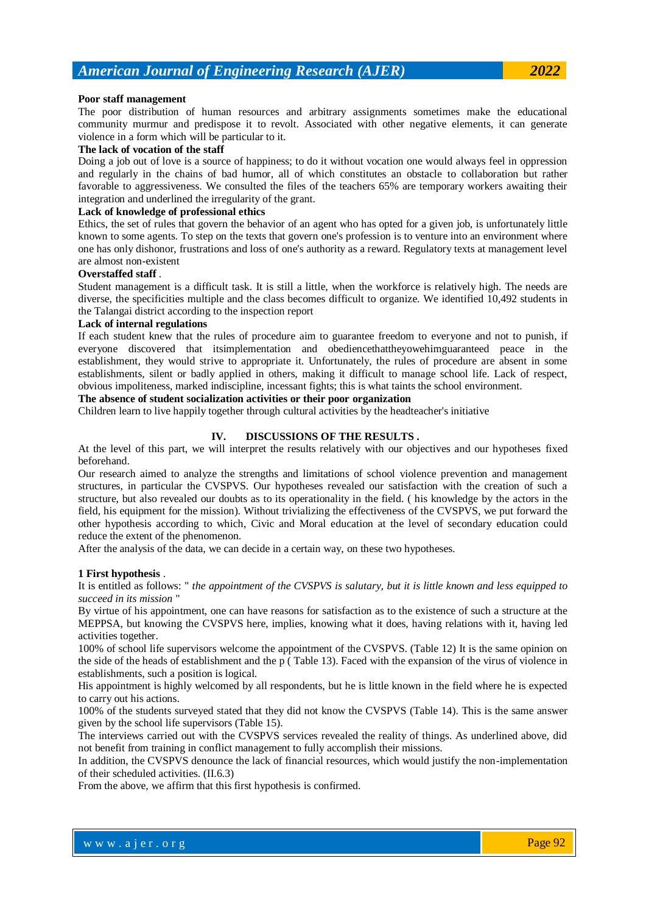**Poor staff management**

The poor distribution of human resources and arbitrary assignments sometimes make the educational community murmur and predispose it to revolt. Associated with other negative elements, it can generate violence in a form which will be particular to it.

**The lack of vocation of the staff**

Doing a job out of love is a source of happiness; to do it without vocation one would always feel in oppression and regularly in the chains of bad humor, all of which constitutes an obstacle to collaboration but rather favorable to aggressiveness. We consulted the files of the teachers 65% are temporary workers awaiting their integration and underlined the irregularity of the grant.

**Lack of knowledge of professional ethics**

Ethics, the set of rules that govern the behavior of an agent who has opted for a given job, is unfortunately little known to some agents. To step on the texts that govern one's profession is to venture into an environment where one has only dishonor, frustrations and loss of one's authority as a reward. Regulatory texts at management level are almost non-existent

**Overstaffed staff** .

Student management is a difficult task. It is still a little, when the workforce is relatively high. The needs are diverse, the specificities multiple and the class becomes difficult to organize. We identified 10,492 students in the Talangai district according to the inspection report

**Lack of internal regulations**

If each student knew that the rules of procedure aim to guarantee freedom to everyone and not to punish, if everyone discovered that itsimplementation and obediencethattheyowehimguaranteed peace in the establishment, they would strive to appropriate it. Unfortunately, the rules of procedure are absent in some establishments, silent or badly applied in others, making it difficult to manage school life. Lack of respect, obvious impoliteness, marked indiscipline, incessant fights; this is what taints the school environment.

**The absence of student socialization activities or their poor organization**

Children learn to live happily together through cultural activities by the headteacher's initiative

## IV. DISCUSSIONS OF THE RESULTS .

At the level of this part, we will interpret the results relatively with our objectives and our hypotheses fixed beforehand.

Our research aimed to analyze the strengths and limitations of school violence prevention and management structures, in particular the CVSPVS. Our hypotheses revealed our satisfaction with the creation of such a structure, but also revealed our doubts as to its operationality in the field. ( his knowledge by the actors in the field, his equipment for the mission). Without trivializing the effectiveness of the CVSPVS, we put forward the other hypothesis according to which, Civic and Moral education at the level of secondary education could reduce the extent of the phenomenon.

After the analysis of the data, we can decide in a certain way, on these two hypotheses.

**1 First hypothesis** .

It is entitled as follows: " *the appointment of the CVSPVS is salutary, but it is little known and less equipped to succeed in its mission* "

By virtue of his appointment, one can have reasons for satisfaction as to the existence of such a structure at the MEPPSA, but knowing the CVSPVS here, implies, knowing what it does, having relations with it, having led activities together.

100% of school life supervisors welcome the appointment of the CVSPVS. (Table 12) It is the same opinion on the side of the heads of establishment and the p ( Table 13). Faced with the expansion of the virus of violence in establishments, such a position is logical.

His appointment is highly welcomed by all respondents, but he is little known in the field where he is expected to carry out his actions.

100% of the students surveyed stated that they did not know the CVSPVS (Table 14). This is the same answer given by the school life supervisors (Table 15).

The interviews carried out with the CVSPVS services revealed the reality of things. As underlined above, did not benefit from training in conflict management to fully accomplish their missions.

In addition, the CVSPVS denounce the lack of financial resources, which would justify the non-implementation of their scheduled activities. (II.6.3)

From the above, we affirm that this first hypothesis is confirmed.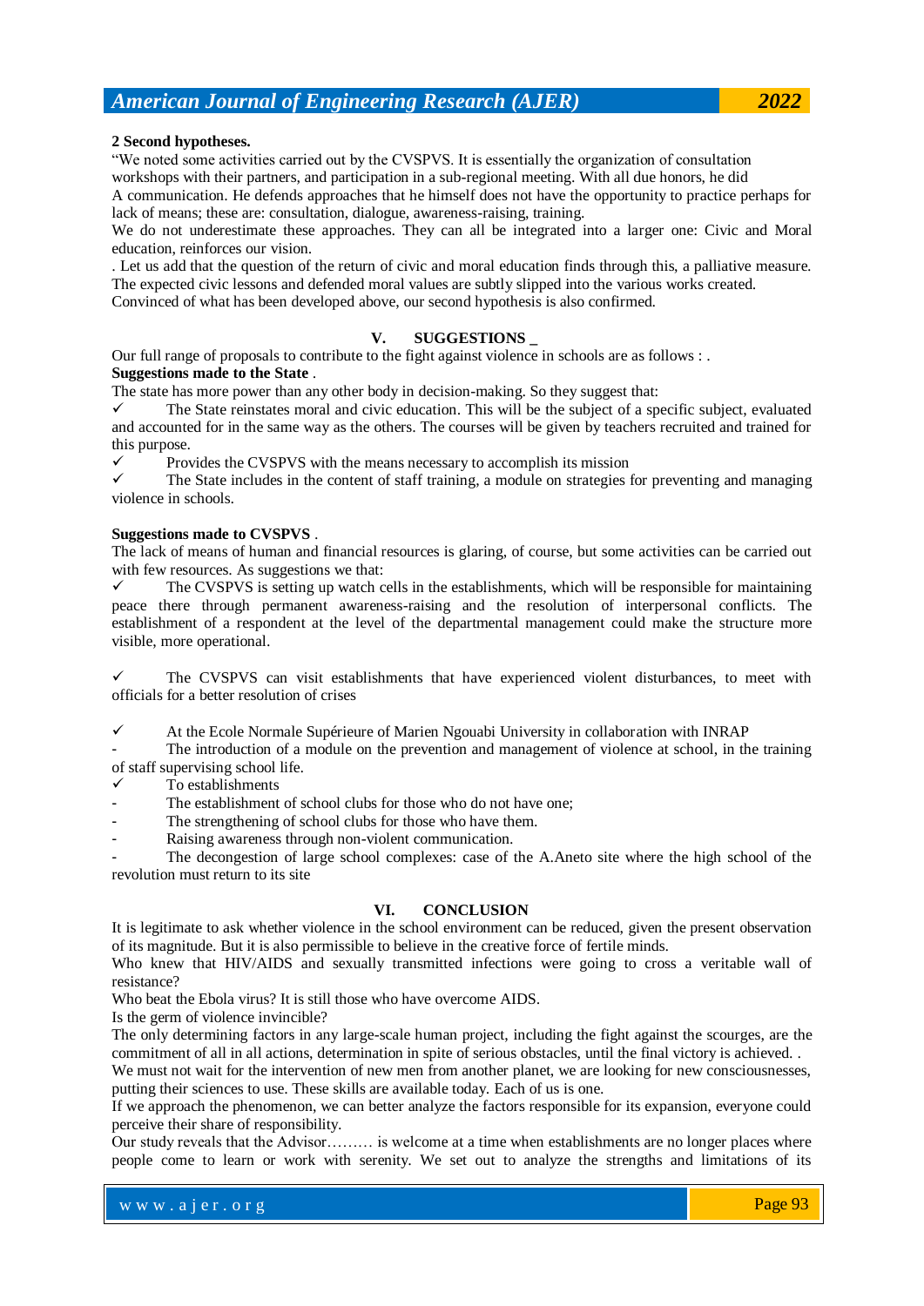**2 Second hypotheses.**

"We noted some activities carried out by the CVSPVS. It is essentially the organization of consultation workshops with their partners, and participation in a sub-regional meeting. With all due honors, he did

A communication. He defends approaches that he himself does not have the opportunity to practice perhaps for lack of means; these are: consultation, dialogue, awareness-raising, training.

We do not underestimate these approaches. They can all be integrated into a larger one: Civic and Moral education, reinforces our vision.

. Let us add that the question of the return of civic and moral education finds through this, a palliative measure. The expected civic lessons and defended moral values are subtly slipped into the various works created.

Convinced of what has been developed above, our second hypothesis is also confirmed.

## V. SUGGESTIONS _

Our full range of proposals to contribute to the fight against violence in schools are as follows : .

**Suggestions made to the State .**

The state has more power than any other body in decision-making. So they suggest that:

- ✓ The State reinstates moral and civic education. This will be the subject of a specific subject, evaluated and accounted for in the same way as the others. The courses will be given by teachers recruited and trained for this purpose.
- ✓ Provides the CVSPVS with the means necessary to accomplish its mission
- ✓ The State includes in the content of staff training, a module on strategies for preventing and managing violence in schools.

**Suggestions made to CVSPVS .**

The lack of means of human and financial resources is glaring, of course, but some activities can be carried out with few resources. As suggestions we that:

- ✓ The CVSPVS is setting up watch cells in the establishments, which will be responsible for maintaining peace there through permanent awareness-raising and the resolution of interpersonal conflicts. The establishment of a respondent at the level of the departmental management could make the structure more visible, more operational.

- ✓ The CVSPVS can visit establishments that have experienced violent disturbances, to meet with officials for a better resolution of crises

- ✓ At the Ecole Normale Supérieure of Marien Ngouabi University in collaboration with INRAP
  - The introduction of a module on the prevention and management of violence at school, in the training of staff supervising school life.
- ✓ To establishments
  - The establishment of school clubs for those who do not have one;
  - The strengthening of school clubs for those who have them.
  - Raising awareness through non-violent communication.
  - The decongestion of large school complexes: case of the A.Aneto site where the high school of the revolution must return to its site

## VI. CONCLUSION

It is legitimate to ask whether violence in the school environment can be reduced, given the present observation of its magnitude. But it is also permissible to believe in the creative force of fertile minds.

Who knew that HIV/AIDS and sexually transmitted infections were going to cross a veritable wall of resistance?

Who beat the Ebola virus? It is still those who have overcome AIDS.

Is the germ of violence invincible?

The only determining factors in any large-scale human project, including the fight against the scourges, are the commitment of all in all actions, determination in spite of serious obstacles, until the final victory is achieved. .

We must not wait for the intervention of new men from another planet, we are looking for new consciousnesses, putting their sciences to use. These skills are available today. Each of us is one.

If we approach the phenomenon, we can better analyze the factors responsible for its expansion, everyone could perceive their share of responsibility.

Our study reveals that the Advisor……… is welcome at a time when establishments are no longer places where people come to learn or work with serenity. We set out to analyze the strengths and limitations of its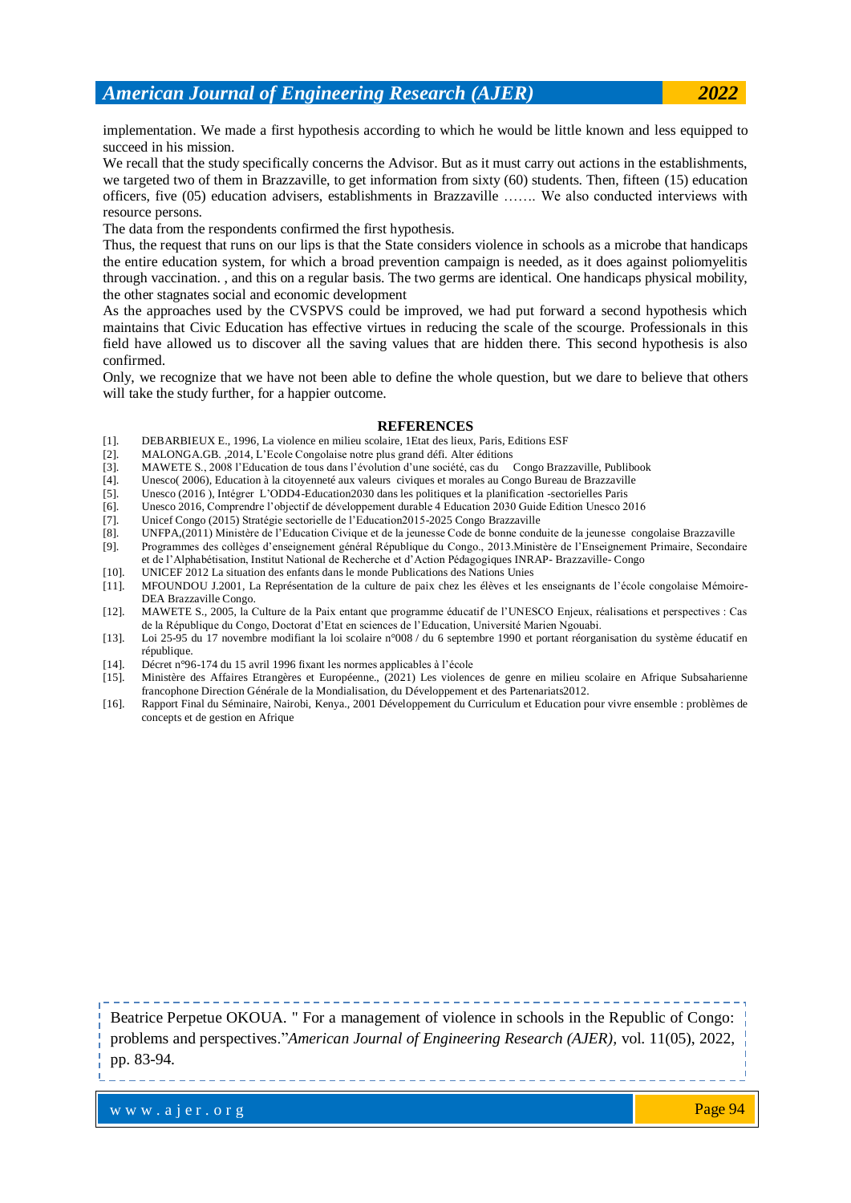implementation. We made a first hypothesis according to which he would be little known and less equipped to succeed in his mission.

We recall that the study specifically concerns the Advisor. But as it must carry out actions in the establishments, we targeted two of them in Brazzaville, to get information from sixty (60) students. Then, fifteen (15) education officers, five (05) education advisers, establishments in Brazzaville ……. We also conducted interviews with resource persons.

The data from the respondents confirmed the first hypothesis.

Thus, the request that runs on our lips is that the State considers violence in schools as a microbe that handicaps the entire education system, for which a broad prevention campaign is needed, as it does against poliomyelitis through vaccination. , and this on a regular basis. The two germs are identical. One handicaps physical mobility, the other stagnates social and economic development

As the approaches used by the CVSPVS could be improved, we had put forward a second hypothesis which maintains that Civic Education has effective virtues in reducing the scale of the scourge. Professionals in this field have allowed us to discover all the saving values that are hidden there. This second hypothesis is also confirmed.

Only, we recognize that we have not been able to define the whole question, but we dare to believe that others will take the study further, for a happier outcome.

## REFERENCES

[1]. DEBARBIEUX E., 1996, La violence en milieu scolaire, 1Etat des lieux, Paris, Editions ESF

[2]. MALONGA.GB. ,2014, L'Ecole Congolaise notre plus grand défi. Alter éditions

[3]. MAWETE S., 2008 l'Education de tous dans l'évolution d'une société, cas du Congo Brazzaville, Publibook

[4]. Unesco( 2006), Education à la citoyenneté aux valeurs civiques et morales au Congo Bureau de Brazzaville

[5]. Unesco (2016 ), Intégrer L'ODD4-Education2030 dans les politiques et la planification -sectorielles Paris

[6]. Unesco 2016, Comprendre l'objectif de développement durable 4 Education 2030 Guide Edition Unesco 2016

[7]. Unicef Congo (2015) Stratégie sectorielle de l'Education2015-2025 Congo Brazzaville

[8]. UNFPA,(2011) Ministère de l'Education Civique et de la jeunesse Code de bonne conduite de la jeunesse congolaise Brazzaville

[9]. Programmes des collèges d'enseignement général République du Congo., 2013.Ministère de l'Enseignement Primaire, Secondaire et de l'Alphabétisation, Institut National de Recherche et d'Action Pédagogiques INRAP- Brazzaville- Congo

[10]. UNICEF 2012 La situation des enfants dans le monde Publications des Nations Unies

[11]. MFOUNDOU J.2001, La Représentation de la culture de paix chez les élèves et les enseignants de l'école congolaise Mémoire-DEA Brazzaville Congo.

[12]. MAWETE S., 2005, la Culture de la Paix entant que programme éducatif de l'UNESCO Enjeux, réalisations et perspectives : Cas de la République du Congo, Doctorat d'Etat en sciences de l'Education, Université Marien Ngouabi.

[13]. Loi 25-95 du 17 novembre modifiant la loi scolaire n°008 / du 6 septembre 1990 et portant réorganisation du système éducatif en république.

[14]. Décret n°96-174 du 15 avril 1996 fixant les normes applicables à l'école

[15]. Ministère des Affaires Etrangères et Européenne., (2021) Les violences de genre en milieu scolaire en Afrique Subsaharienne francophone Direction Générale de la Mondialisation, du Développement et des Partenariats2012.

[16]. Rapport Final du Séminaire, Nairobi, Kenya., 2001 Développement du Curriculum et Education pour vivre ensemble : problèmes de concepts et de gestion en Afrique

Beatrice Perpetue OKOUA. " For a management of violence in schools in the Republic of Congo: problems and perspectives."*American Journal of Engineering Research (AJER)*, vol. 11(05), 2022, pp. 83-94.